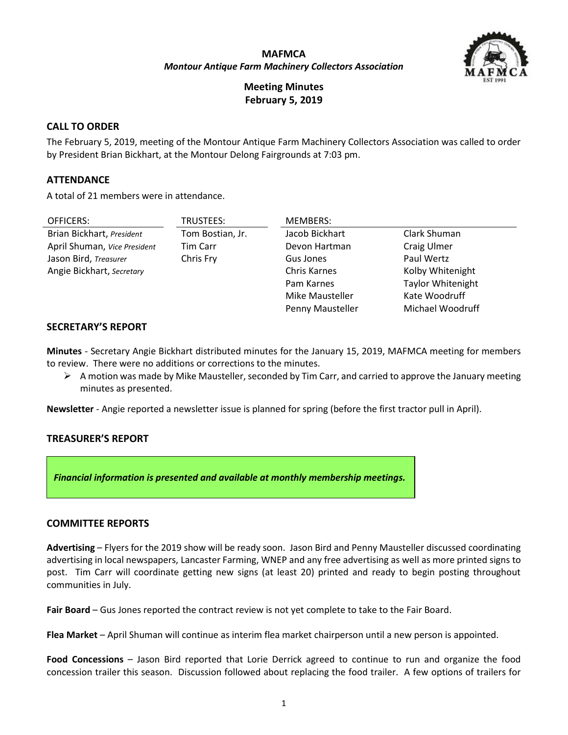# MAFMCA

***Montour Antique Farm Machinery Collectors Association***

**Meeting Minutes**
**February 5, 2019**

## CALL TO ORDER

The February 5, 2019, meeting of the Montour Antique Farm Machinery Collectors Association was called to order by President Brian Bickhart, at the Montour Delong Fairgrounds at 7:03 pm.

## ATTENDANCE

A total of 21 members were in attendance.

| OFFICERS: | TRUSTEES: | MEMBERS: | |
|---|---|---|---|
| Brian Bickhart, *President* | Tom Bostian, Jr. | Jacob Bickhart | Clark Shuman |
| April Shuman, *Vice President* | Tim Carr | Devon Hartman | Craig Ulmer |
| Jason Bird, *Treasurer* | Chris Fry | Gus Jones | Paul Wertz |
| Angie Bickhart, *Secretary* | | Chris Karnes | Kolby Whitenight |
| | | Pam Karnes | Taylor Whitenight |
| | | Mike Mausteller | Kate Woodruff |
| | | Penny Mausteller | Michael Woodruff |

## SECRETARY'S REPORT

**Minutes** - Secretary Angie Bickhart distributed minutes for the January 15, 2019, MAFMCA meeting for members to review. There were no additions or corrections to the minutes.

- A motion was made by Mike Mausteller, seconded by Tim Carr, and carried to approve the January meeting minutes as presented.

**Newsletter** - Angie reported a newsletter issue is planned for spring (before the first tractor pull in April).

## TREASURER'S REPORT

***Financial information is presented and available at monthly membership meetings.***

## COMMITTEE REPORTS

**Advertising** – Flyers for the 2019 show will be ready soon. Jason Bird and Penny Mausteller discussed coordinating advertising in local newspapers, Lancaster Farming, WNEP and any free advertising as well as more printed signs to post. Tim Carr will coordinate getting new signs (at least 20) printed and ready to begin posting throughout communities in July.

**Fair Board** – Gus Jones reported the contract review is not yet complete to take to the Fair Board.

**Flea Market** – April Shuman will continue as interim flea market chairperson until a new person is appointed.

**Food Concessions** – Jason Bird reported that Lorie Derrick agreed to continue to run and organize the food concession trailer this season. Discussion followed about replacing the food trailer. A few options of trailers for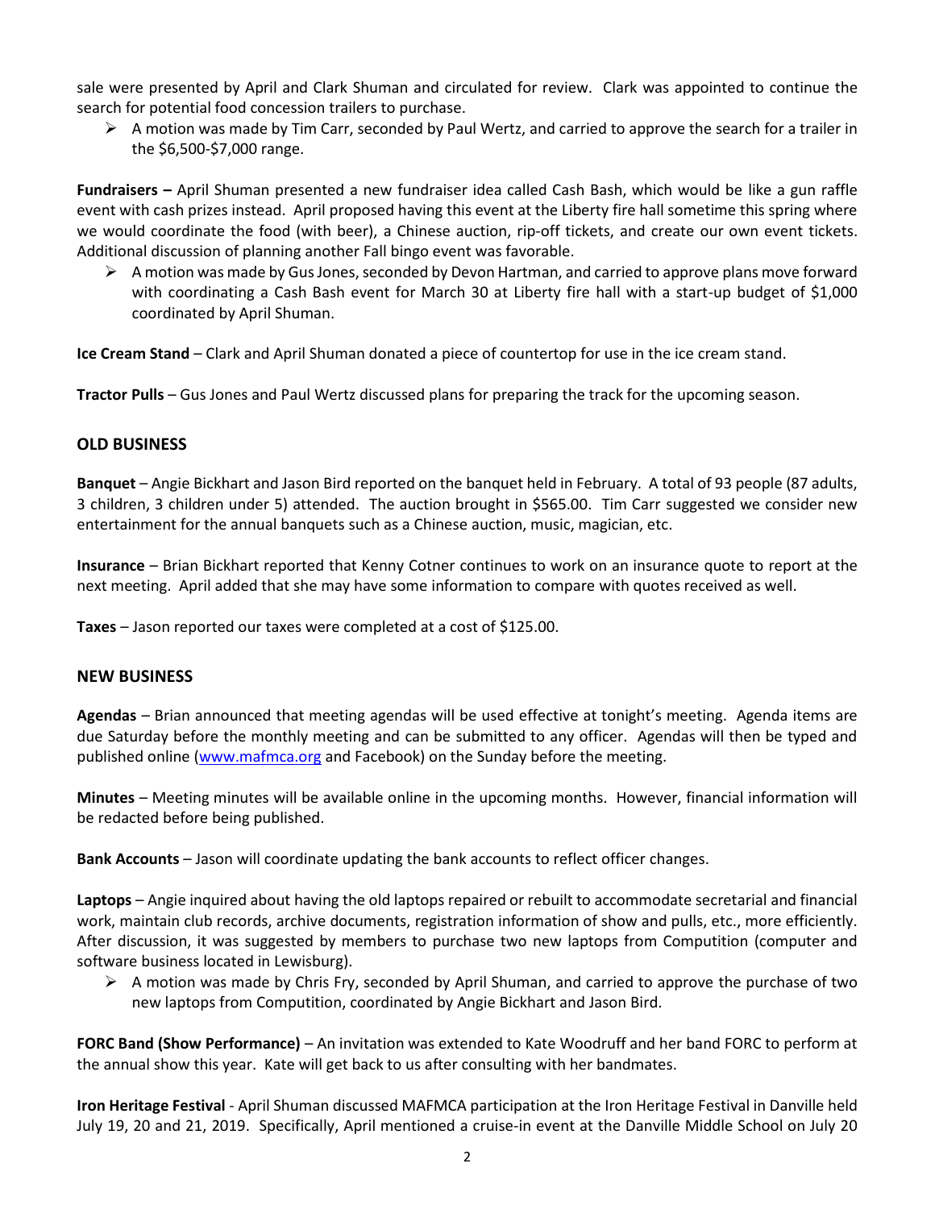sale were presented by April and Clark Shuman and circulated for review. Clark was appointed to continue the search for potential food concession trailers to purchase.

- A motion was made by Tim Carr, seconded by Paul Wertz, and carried to approve the search for a trailer in the $6,500-$7,000 range.

**Fundraisers –** April Shuman presented a new fundraiser idea called Cash Bash, which would be like a gun raffle event with cash prizes instead. April proposed having this event at the Liberty fire hall sometime this spring where we would coordinate the food (with beer), a Chinese auction, rip-off tickets, and create our own event tickets. Additional discussion of planning another Fall bingo event was favorable.

- A motion was made by Gus Jones, seconded by Devon Hartman, and carried to approve plans move forward with coordinating a Cash Bash event for March 30 at Liberty fire hall with a start-up budget of $1,000 coordinated by April Shuman.

**Ice Cream Stand** – Clark and April Shuman donated a piece of countertop for use in the ice cream stand.

**Tractor Pulls** – Gus Jones and Paul Wertz discussed plans for preparing the track for the upcoming season.

## OLD BUSINESS

**Banquet** – Angie Bickhart and Jason Bird reported on the banquet held in February. A total of 93 people (87 adults, 3 children, 3 children under 5) attended. The auction brought in $565.00. Tim Carr suggested we consider new entertainment for the annual banquets such as a Chinese auction, music, magician, etc.

**Insurance** – Brian Bickhart reported that Kenny Cotner continues to work on an insurance quote to report at the next meeting. April added that she may have some information to compare with quotes received as well.

**Taxes** – Jason reported our taxes were completed at a cost of $125.00.

## NEW BUSINESS

**Agendas** – Brian announced that meeting agendas will be used effective at tonight's meeting. Agenda items are due Saturday before the monthly meeting and can be submitted to any officer. Agendas will then be typed and published online (www.mafmca.org and Facebook) on the Sunday before the meeting.

**Minutes** – Meeting minutes will be available online in the upcoming months. However, financial information will be redacted before being published.

**Bank Accounts** – Jason will coordinate updating the bank accounts to reflect officer changes.

**Laptops** – Angie inquired about having the old laptops repaired or rebuilt to accommodate secretarial and financial work, maintain club records, archive documents, registration information of show and pulls, etc., more efficiently. After discussion, it was suggested by members to purchase two new laptops from Computition (computer and software business located in Lewisburg).

- A motion was made by Chris Fry, seconded by April Shuman, and carried to approve the purchase of two new laptops from Computition, coordinated by Angie Bickhart and Jason Bird.

**FORC Band (Show Performance)** – An invitation was extended to Kate Woodruff and her band FORC to perform at the annual show this year. Kate will get back to us after consulting with her bandmates.

**Iron Heritage Festival** - April Shuman discussed MAFMCA participation at the Iron Heritage Festival in Danville held July 19, 20 and 21, 2019. Specifically, April mentioned a cruise-in event at the Danville Middle School on July 20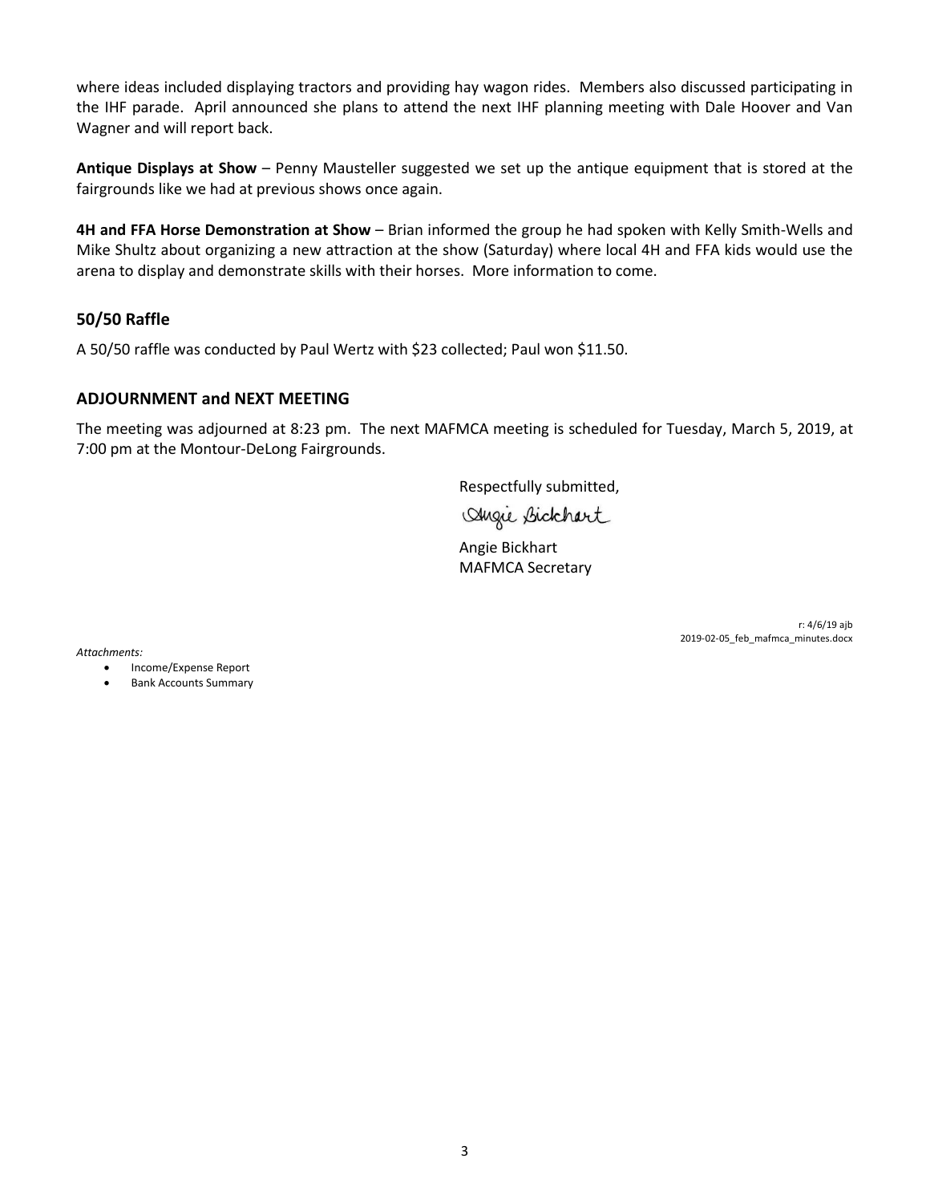where ideas included displaying tractors and providing hay wagon rides. Members also discussed participating in the IHF parade. April announced she plans to attend the next IHF planning meeting with Dale Hoover and Van Wagner and will report back.

**Antique Displays at Show** – Penny Mausteller suggested we set up the antique equipment that is stored at the fairgrounds like we had at previous shows once again.

**4H and FFA Horse Demonstration at Show** – Brian informed the group he had spoken with Kelly Smith-Wells and Mike Shultz about organizing a new attraction at the show (Saturday) where local 4H and FFA kids would use the arena to display and demonstrate skills with their horses. More information to come.

## 50/50 Raffle

A 50/50 raffle was conducted by Paul Wertz with $23 collected; Paul won $11.50.

## ADJOURNMENT and NEXT MEETING

The meeting was adjourned at 8:23 pm. The next MAFMCA meeting is scheduled for Tuesday, March 5, 2019, at 7:00 pm at the Montour-DeLong Fairgrounds.

Respectfully submitted,

Angie Bickhart

Angie Bickhart
MAFMCA Secretary

r: 4/6/19 ajb
2019-02-05_feb_mafmca_minutes.docx

*Attachments:*

- Income/Expense Report
- Bank Accounts Summary